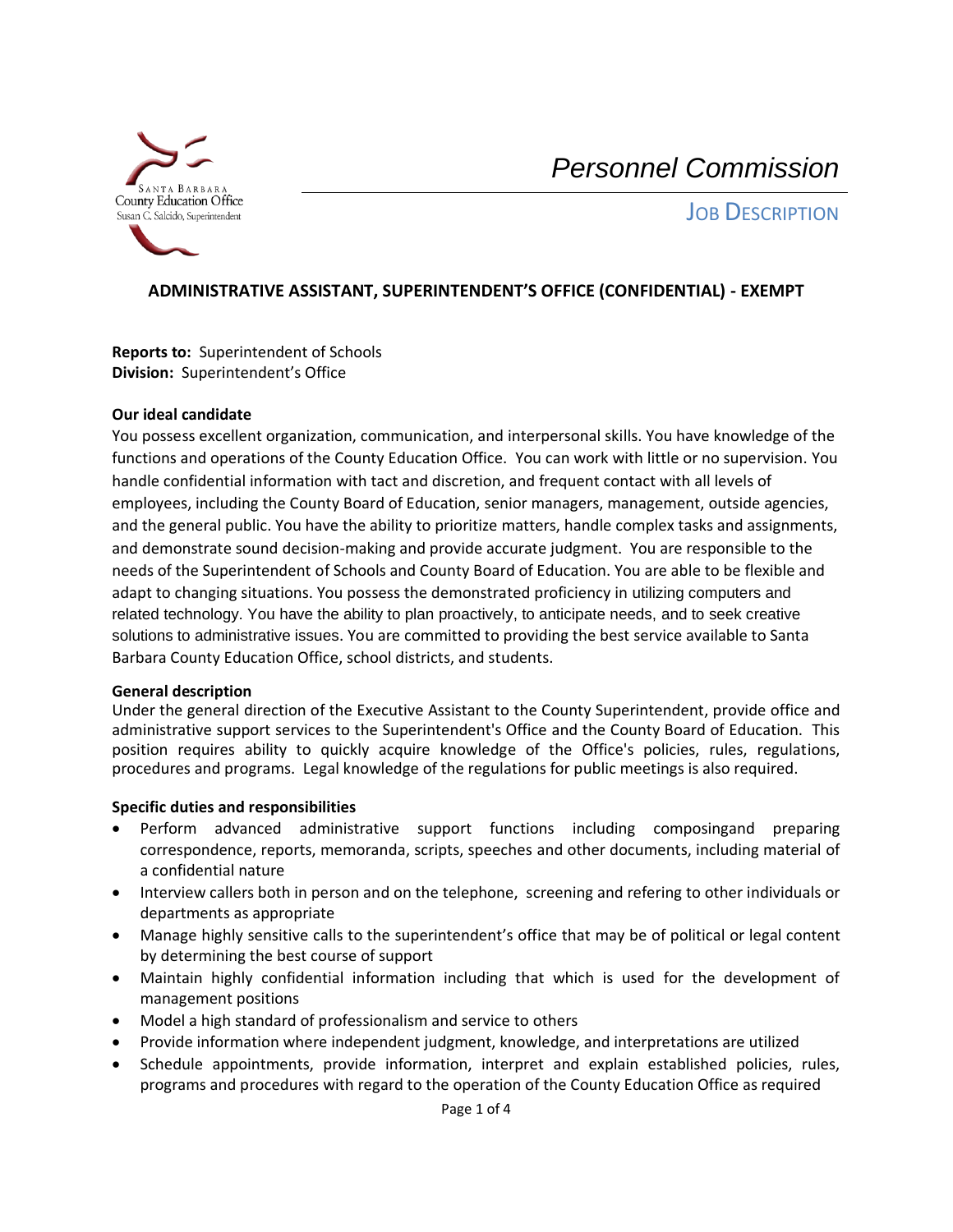SANTA BARBARA
County Education Office
Susan C. Salcido, Superintendent

*Personnel Commission*

JOB DESCRIPTION

## ADMINISTRATIVE ASSISTANT, SUPERINTENDENT'S OFFICE (CONFIDENTIAL) - EXEMPT

**Reports to:** Superintendent of Schools
**Division:** Superintendent's Office

**Our ideal candidate**

You possess excellent organization, communication, and interpersonal skills. You have knowledge of the functions and operations of the County Education Office. You can work with little or no supervision. You handle confidential information with tact and discretion, and frequent contact with all levels of employees, including the County Board of Education, senior managers, management, outside agencies, and the general public. You have the ability to prioritize matters, handle complex tasks and assignments, and demonstrate sound decision-making and provide accurate judgment. You are responsible to the needs of the Superintendent of Schools and County Board of Education. You are able to be flexible and adapt to changing situations. You possess the demonstrated proficiency in utilizing computers and related technology. You have the ability to plan proactively, to anticipate needs, and to seek creative solutions to administrative issues. You are committed to providing the best service available to Santa Barbara County Education Office, school districts, and students.

**General description**

Under the general direction of the Executive Assistant to the County Superintendent, provide office and administrative support services to the Superintendent's Office and the County Board of Education. This position requires ability to quickly acquire knowledge of the Office's policies, rules, regulations, procedures and programs. Legal knowledge of the regulations for public meetings is also required.

**Specific duties and responsibilities**

- Perform advanced administrative support functions including composingand preparing correspondence, reports, memoranda, scripts, speeches and other documents, including material of a confidential nature
- Interview callers both in person and on the telephone, screening and refering to other individuals or departments as appropriate
- Manage highly sensitive calls to the superintendent's office that may be of political or legal content by determining the best course of support
- Maintain highly confidential information including that which is used for the development of management positions
- Model a high standard of professionalism and service to others
- Provide information where independent judgment, knowledge, and interpretations are utilized
- Schedule appointments, provide information, interpret and explain established policies, rules, programs and procedures with regard to the operation of the County Education Office as required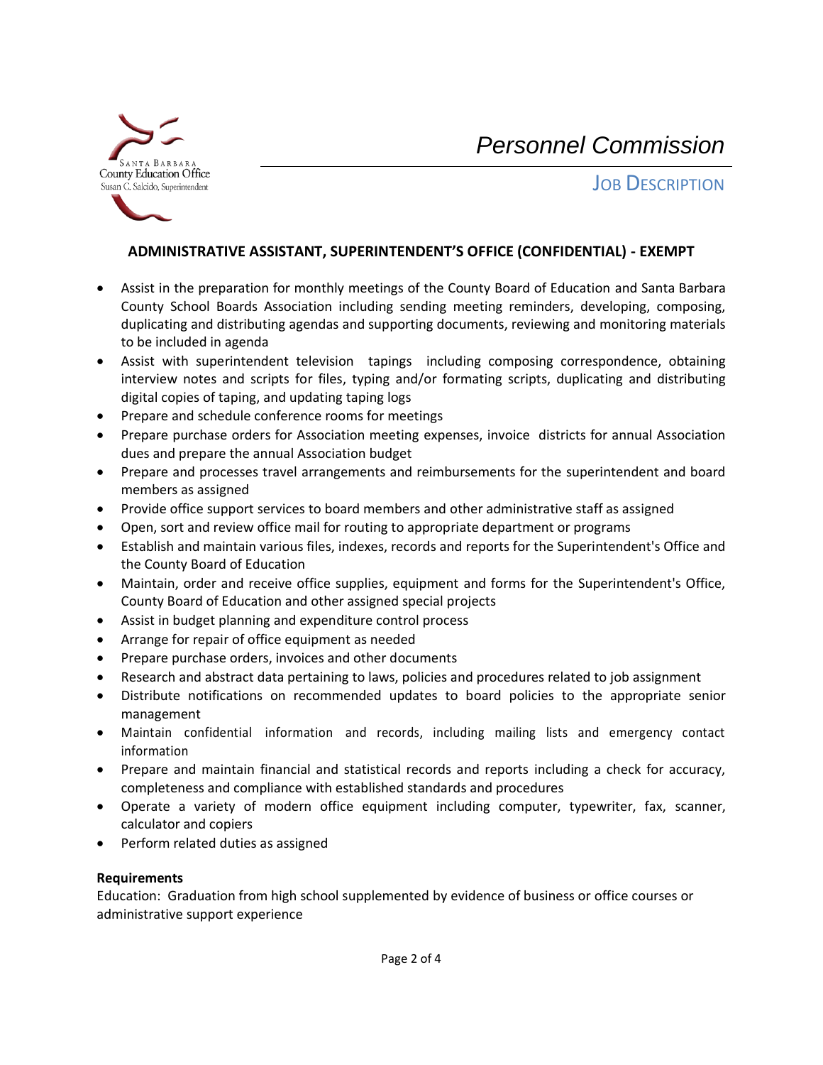# Personnel Commission

## JOB DESCRIPTION

### ADMINISTRATIVE ASSISTANT, SUPERINTENDENT'S OFFICE (CONFIDENTIAL) - EXEMPT

- Assist in the preparation for monthly meetings of the County Board of Education and Santa Barbara County School Boards Association including sending meeting reminders, developing, composing, duplicating and distributing agendas and supporting documents, reviewing and monitoring materials to be included in agenda
- Assist with superintendent television tapings including composing correspondence, obtaining interview notes and scripts for files, typing and/or formating scripts, duplicating and distributing digital copies of taping, and updating taping logs
- Prepare and schedule conference rooms for meetings
- Prepare purchase orders for Association meeting expenses, invoice districts for annual Association dues and prepare the annual Association budget
- Prepare and processes travel arrangements and reimbursements for the superintendent and board members as assigned
- Provide office support services to board members and other administrative staff as assigned
- Open, sort and review office mail for routing to appropriate department or programs
- Establish and maintain various files, indexes, records and reports for the Superintendent's Office and the County Board of Education
- Maintain, order and receive office supplies, equipment and forms for the Superintendent's Office, County Board of Education and other assigned special projects
- Assist in budget planning and expenditure control process
- Arrange for repair of office equipment as needed
- Prepare purchase orders, invoices and other documents
- Research and abstract data pertaining to laws, policies and procedures related to job assignment
- Distribute notifications on recommended updates to board policies to the appropriate senior management
- Maintain confidential information and records, including mailing lists and emergency contact information
- Prepare and maintain financial and statistical records and reports including a check for accuracy, completeness and compliance with established standards and procedures
- Operate a variety of modern office equipment including computer, typewriter, fax, scanner, calculator and copiers
- Perform related duties as assigned

**Requirements**

Education: Graduation from high school supplemented by evidence of business or office courses or administrative support experience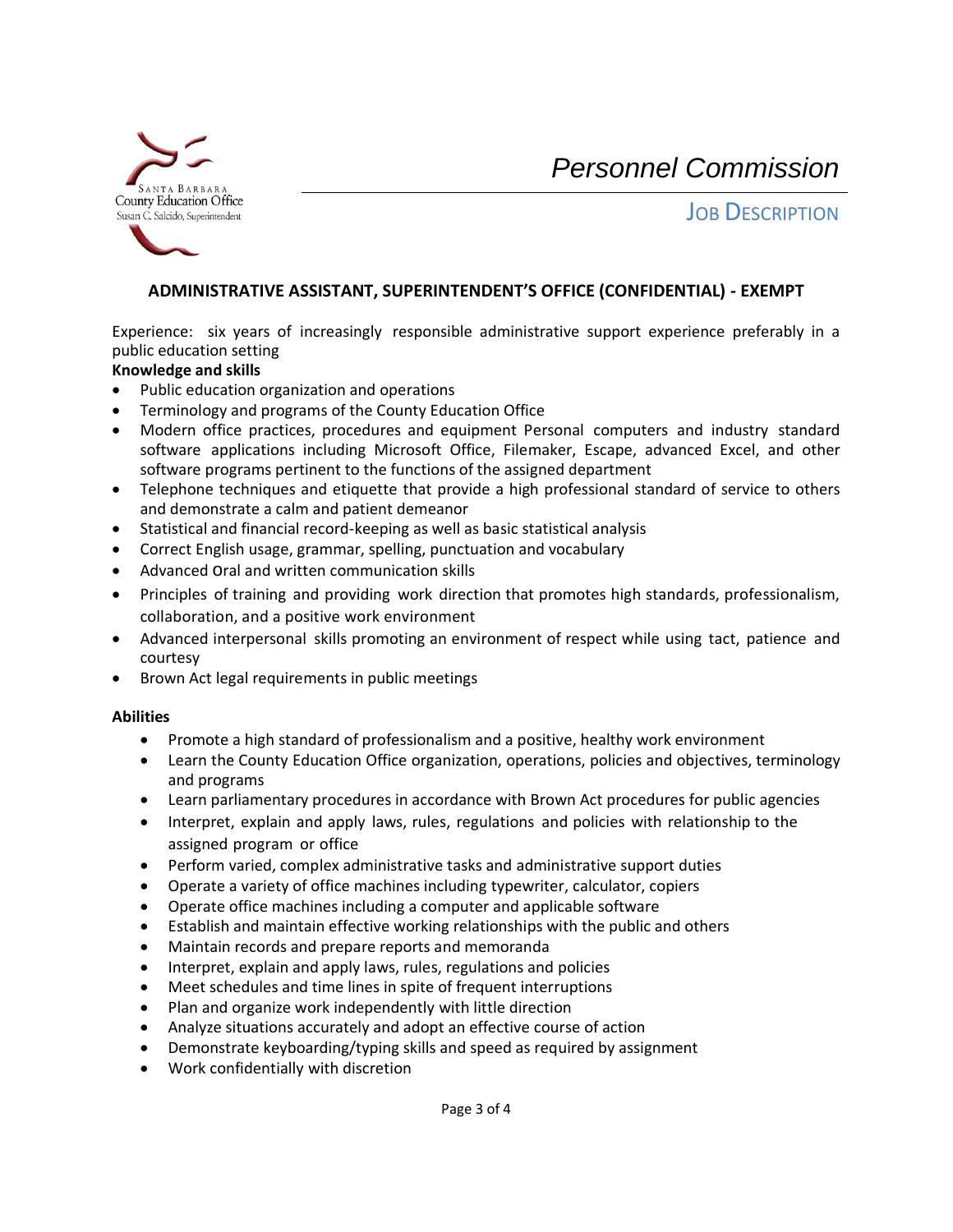## ADMINISTRATIVE ASSISTANT, SUPERINTENDENT'S OFFICE (CONFIDENTIAL) - EXEMPT

Experience: six years of increasingly responsible administrative support experience preferably in a public education setting

**Knowledge and skills**

- Public education organization and operations
- Terminology and programs of the County Education Office
- Modern office practices, procedures and equipment Personal computers and industry standard software applications including Microsoft Office, Filemaker, Escape, advanced Excel, and other software programs pertinent to the functions of the assigned department
- Telephone techniques and etiquette that provide a high professional standard of service to others and demonstrate a calm and patient demeanor
- Statistical and financial record-keeping as well as basic statistical analysis
- Correct English usage, grammar, spelling, punctuation and vocabulary
- Advanced Oral and written communication skills
- Principles of training and providing work direction that promotes high standards, professionalism, collaboration, and a positive work environment
- Advanced interpersonal skills promoting an environment of respect while using tact, patience and courtesy
- Brown Act legal requirements in public meetings

**Abilities**

- Promote a high standard of professionalism and a positive, healthy work environment
- Learn the County Education Office organization, operations, policies and objectives, terminology and programs
- Learn parliamentary procedures in accordance with Brown Act procedures for public agencies
- Interpret, explain and apply laws, rules, regulations and policies with relationship to the assigned program or office
- Perform varied, complex administrative tasks and administrative support duties
- Operate a variety of office machines including typewriter, calculator, copiers
- Operate office machines including a computer and applicable software
- Establish and maintain effective working relationships with the public and others
- Maintain records and prepare reports and memoranda
- Interpret, explain and apply laws, rules, regulations and policies
- Meet schedules and time lines in spite of frequent interruptions
- Plan and organize work independently with little direction
- Analyze situations accurately and adopt an effective course of action
- Demonstrate keyboarding/typing skills and speed as required by assignment
- Work confidentially with discretion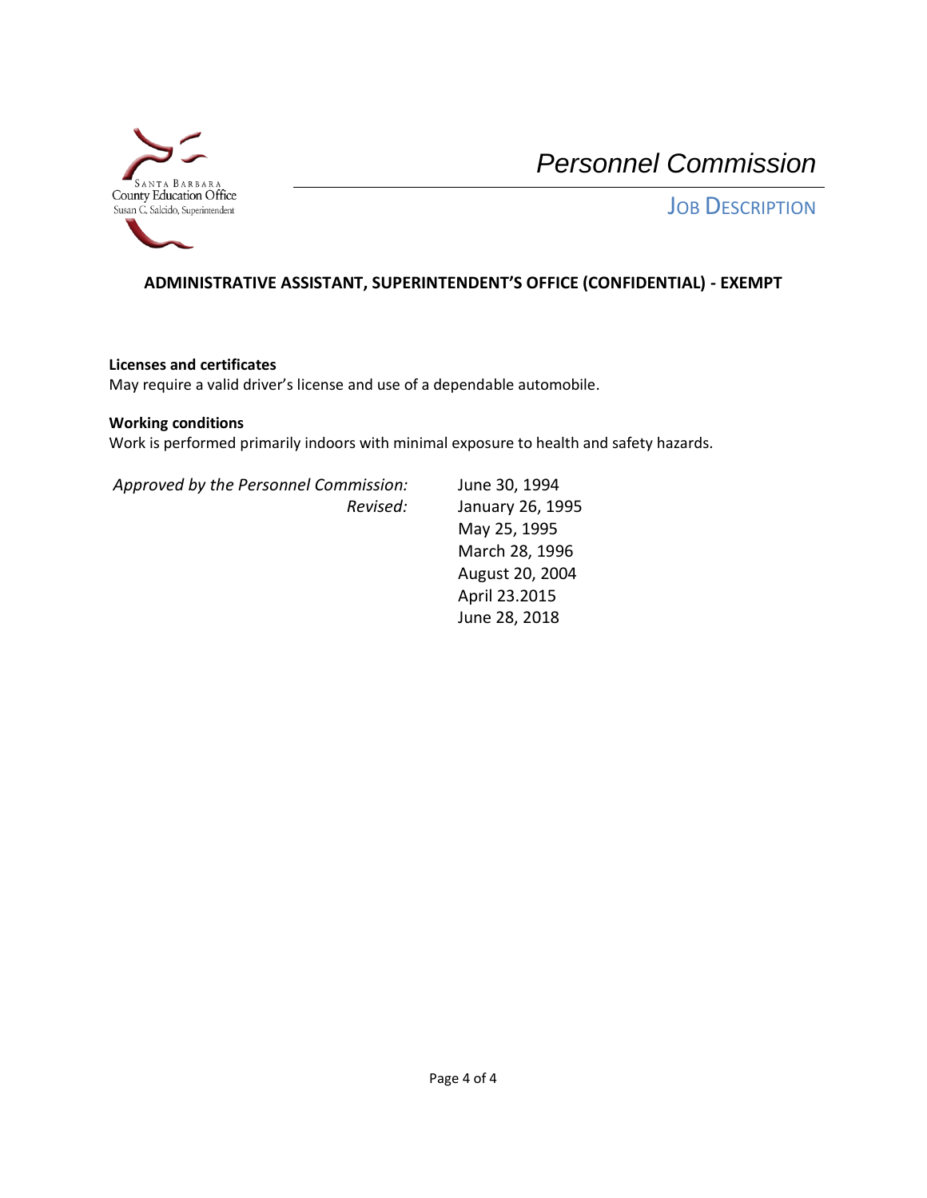# ADMINISTRATIVE ASSISTANT, SUPERINTENDENT'S OFFICE (CONFIDENTIAL) - EXEMPT

**Licenses and certificates**
May require a valid driver's license and use of a dependable automobile.

**Working conditions**
Work is performed primarily indoors with minimal exposure to health and safety hazards.

| | |
|---|---|
| *Approved by the Personnel Commission:* | June 30, 1994 |
| *Revised:* | January 26, 1995 |
| | May 25, 1995 |
| | March 28, 1996 |
| | August 20, 2004 |
| | April 23.2015 |
| | June 28, 2018 |